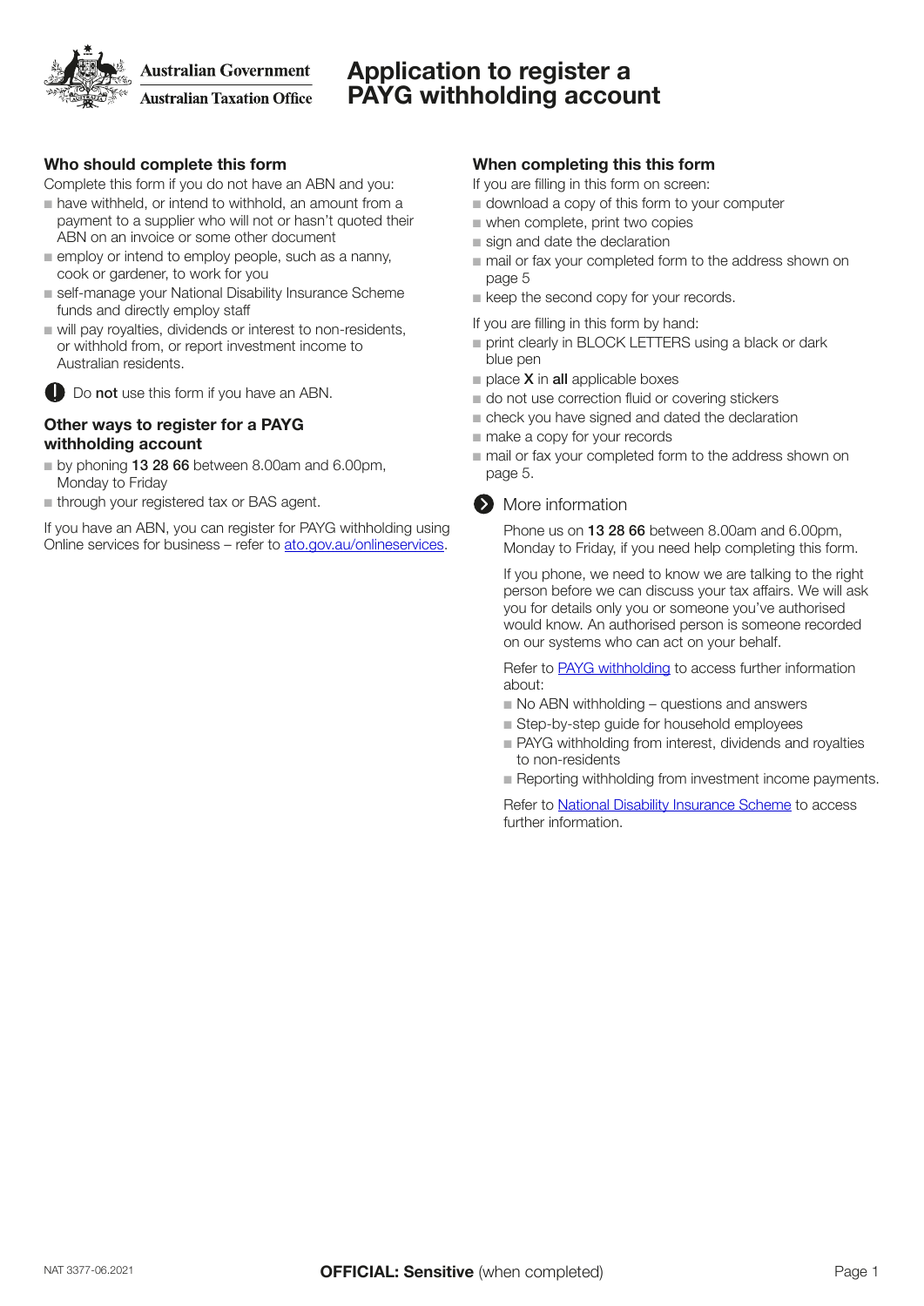Australian Government
Australian Taxation Office

# Application to register a PAYG withholding account

## Who should complete this form

Complete this form if you do not have an ABN and you:

- have withheld, or intend to withhold, an amount from a payment to a supplier who will not or hasn't quoted their ABN on an invoice or some other document
- employ or intend to employ people, such as a nanny, cook or gardener, to work for you
- self-manage your National Disability Insurance Scheme funds and directly employ staff
- will pay royalties, dividends or interest to non-residents, or withhold from, or report investment income to Australian residents.

Do **not** use this form if you have an ABN.

## Other ways to register for a PAYG withholding account

- by phoning **13 28 66** between 8.00am and 6.00pm, Monday to Friday
- through your registered tax or BAS agent.

If you have an ABN, you can register for PAYG withholding using Online services for business – refer to ato.gov.au/onlineservices.

## When completing this this form

If you are filling in this form on screen:

- download a copy of this form to your computer
- when complete, print two copies
- sign and date the declaration
- mail or fax your completed form to the address shown on page 5
- keep the second copy for your records.

If you are filling in this form by hand:

- print clearly in BLOCK LETTERS using a black or dark blue pen
- place **X** in **all** applicable boxes
- do not use correction fluid or covering stickers
- check you have signed and dated the declaration
- make a copy for your records
- mail or fax your completed form to the address shown on page 5.

### More information

Phone us on **13 28 66** between 8.00am and 6.00pm, Monday to Friday, if you need help completing this form.

If you phone, we need to know we are talking to the right person before we can discuss your tax affairs. We will ask you for details only you or someone you've authorised would know. An authorised person is someone recorded on our systems who can act on your behalf.

Refer to PAYG withholding to access further information about:

- No ABN withholding – questions and answers
- Step-by-step guide for household employees
- PAYG withholding from interest, dividends and royalties to non-residents
- Reporting withholding from investment income payments.

Refer to National Disability Insurance Scheme to access further information.

NAT 3377-06.2021

**OFFICIAL: Sensitive** (when completed)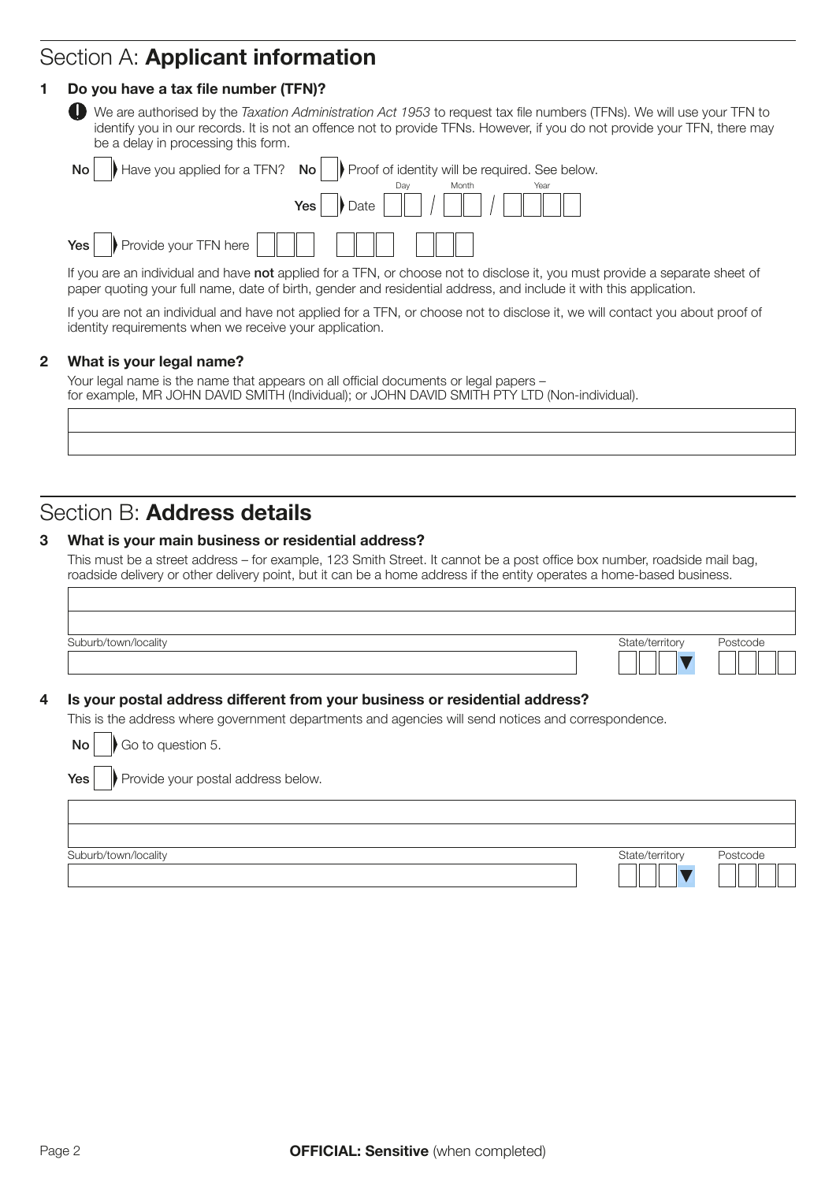## Section A: **Applicant information**

**1 Do you have a tax file number (TFN)?**

We are authorised by the *Taxation Administration Act 1953* to request tax file numbers (TFNs). We will use your TFN to identify you in our records. It is not an offence not to provide TFNs. However, if you do not provide your TFN, there may be a delay in processing this form.

**No** ☐ Have you applied for a TFN? **No** ☐ Proof of identity will be required. See below.

**Yes** ☐ Date (Day / Month / Year)

**Yes** ☐ Provide your TFN here

If you are an individual and have **not** applied for a TFN, or choose not to disclose it, you must provide a separate sheet of paper quoting your full name, date of birth, gender and residential address, and include it with this application.

If you are not an individual and have not applied for a TFN, or choose not to disclose it, we will contact you about proof of identity requirements when we receive your application.

**2 What is your legal name?**

Your legal name is the name that appears on all official documents or legal papers – for example, MR JOHN DAVID SMITH (Individual); or JOHN DAVID SMITH PTY LTD (Non-individual).

## Section B: **Address details**

**3 What is your main business or residential address?**

This must be a street address – for example, 123 Smith Street. It cannot be a post office box number, roadside mail bag, roadside delivery or other delivery point, but it can be a home address if the entity operates a home-based business.

Suburb/town/locality | State/territory | Postcode

**4 Is your postal address different from your business or residential address?**

This is the address where government departments and agencies will send notices and correspondence.

**No** ☐ Go to question 5.

**Yes** ☐ Provide your postal address below.

Suburb/town/locality | State/territory | Postcode

**OFFICIAL: Sensitive** (when completed)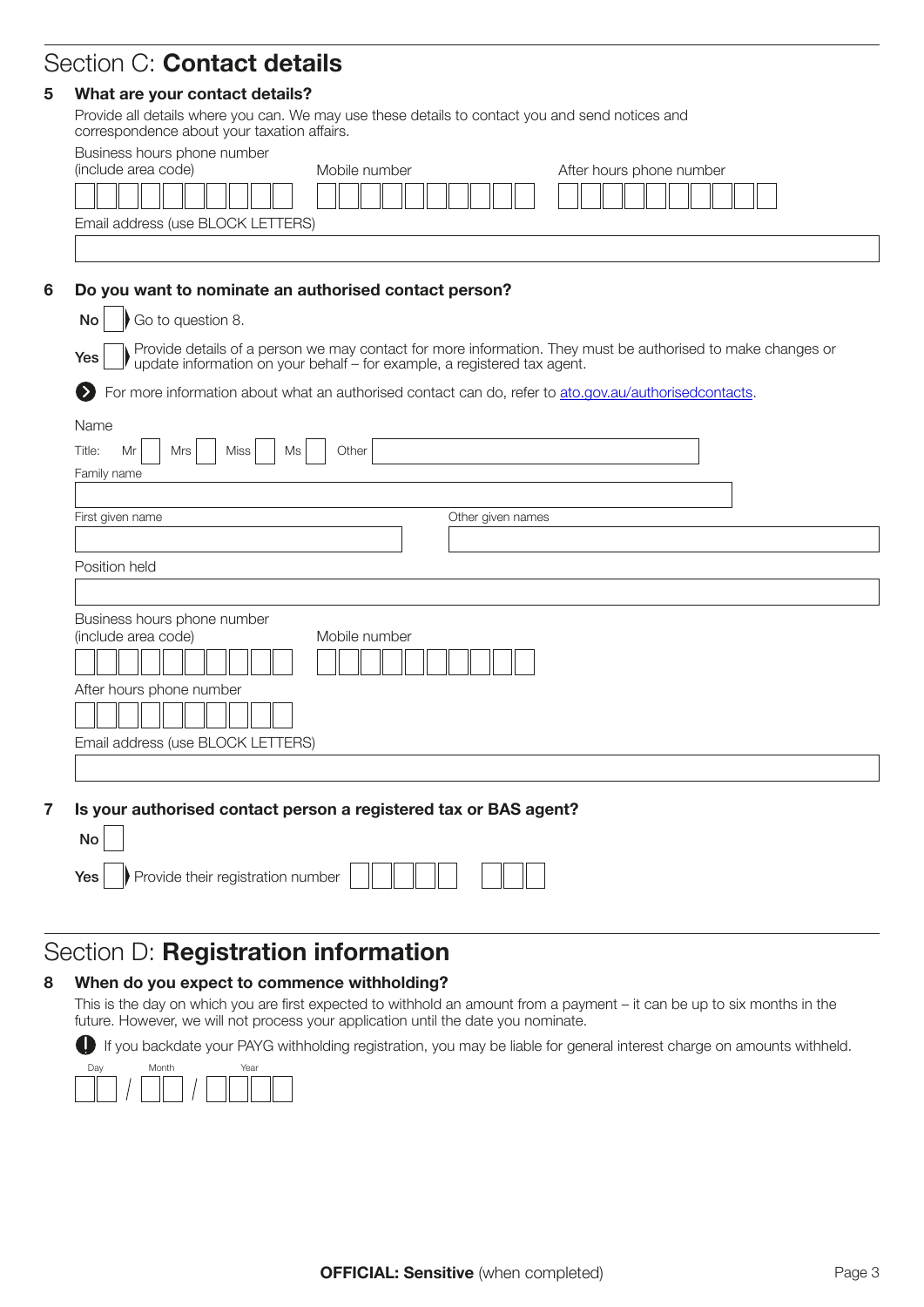## Section C: **Contact details**

**5 What are your contact details?**

Provide all details where you can. We may use these details to contact you and send notices and correspondence about your taxation affairs.

Business hours phone number (include area code)

Mobile number

After hours phone number

Email address (use BLOCK LETTERS)

**6 Do you want to nominate an authorised contact person?**

**No** ☐ Go to question 8.

**Yes** ☐ Provide details of a person we may contact for more information. They must be authorised to make changes or update information on your behalf – for example, a registered tax agent.

For more information about what an authorised contact can do, refer to ato.gov.au/authorisedcontacts.

Name

Title: Mr ☐ Mrs ☐ Miss ☐ Ms ☐ Other

Family name

First given name

Other given names

Position held

Business hours phone number (include area code)

Mobile number

After hours phone number

Email address (use BLOCK LETTERS)

**7 Is your authorised contact person a registered tax or BAS agent?**

**No** ☐

**Yes** ☐ Provide their registration number

## Section D: **Registration information**

**8 When do you expect to commence withholding?**

This is the day on which you are first expected to withhold an amount from a payment – it can be up to six months in the future. However, we will not process your application until the date you nominate.

If you backdate your PAYG withholding registration, you may be liable for general interest charge on amounts withheld.

Day / Month / Year

**OFFICIAL: Sensitive** (when completed)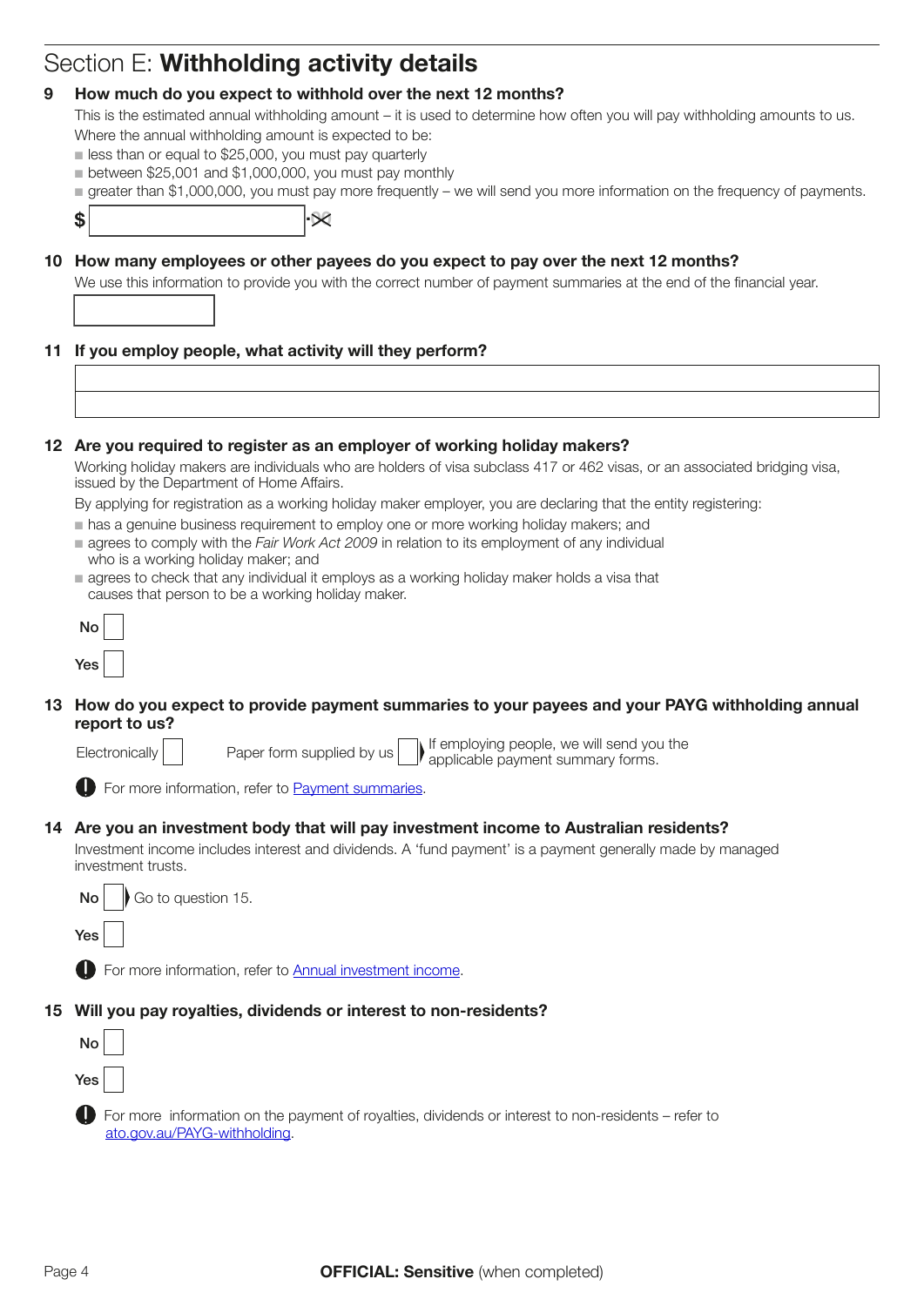# Section E: **Withholding activity details**

**9 How much do you expect to withhold over the next 12 months?**

This is the estimated annual withholding amount – it is used to determine how often you will pay withholding amounts to us.

Where the annual withholding amount is expected to be:

- less than or equal to $25,000, you must pay quarterly
- between $25,001 and $1,000,000, you must pay monthly
- greater than $1,000,000, you must pay more frequently – we will send you more information on the frequency of payments.

$ ____________ .00

**10 How many employees or other payees do you expect to pay over the next 12 months?**

We use this information to provide you with the correct number of payment summaries at the end of the financial year.

____________

**11 If you employ people, what activity will they perform?**

____________

**12 Are you required to register as an employer of working holiday makers?**

Working holiday makers are individuals who are holders of visa subclass 417 or 462 visas, or an associated bridging visa, issued by the Department of Home Affairs.

By applying for registration as a working holiday maker employer, you are declaring that the entity registering:

- has a genuine business requirement to employ one or more working holiday makers; and
- agrees to comply with the *Fair Work Act 2009* in relation to its employment of any individual who is a working holiday maker; and
- agrees to check that any individual it employs as a working holiday maker holds a visa that causes that person to be a working holiday maker.

No ☐

Yes ☐

**13 How do you expect to provide payment summaries to your payees and your PAYG withholding annual report to us?**

Electronically ☐ Paper form supplied by us ☐ If employing people, we will send you the applicable payment summary forms.

For more information, refer to Payment summaries.

**14 Are you an investment body that will pay investment income to Australian residents?**

Investment income includes interest and dividends. A 'fund payment' is a payment generally made by managed investment trusts.

No ☐ Go to question 15.

Yes ☐

For more information, refer to Annual investment income.

**15 Will you pay royalties, dividends or interest to non-residents?**

No ☐

Yes ☐

For more information on the payment of royalties, dividends or interest to non-residents – refer to ato.gov.au/PAYG-withholding.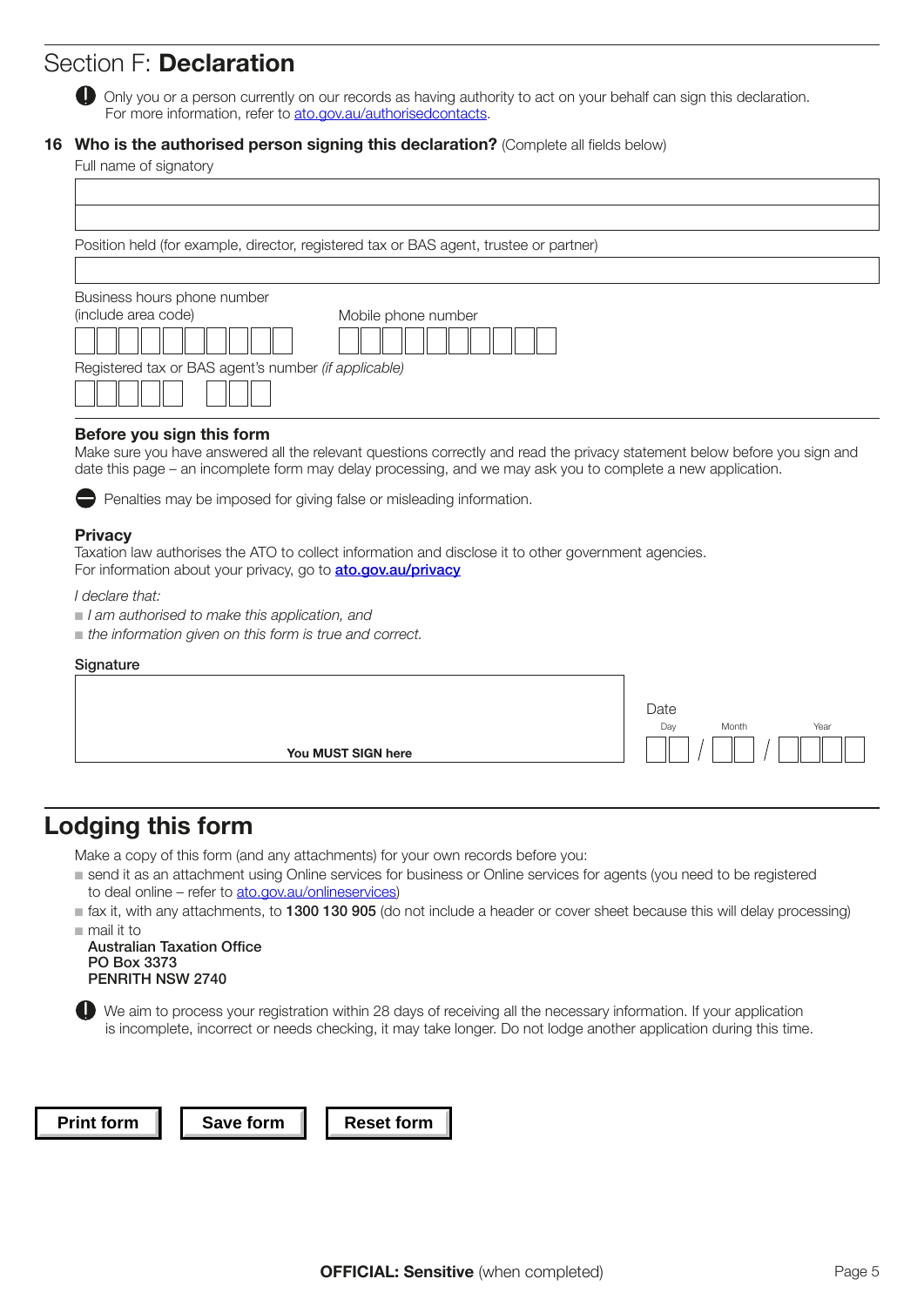## Section F: **Declaration**

Only you or a person currently on our records as having authority to act on your behalf can sign this declaration. For more information, refer to ato.gov.au/authorisedcontacts.

**16 Who is the authorised person signing this declaration?** (Complete all fields below)

Full name of signatory

Position held (for example, director, registered tax or BAS agent, trustee or partner)

Business hours phone number (include area code)

Mobile phone number

Registered tax or BAS agent's number *(if applicable)*

### Before you sign this form

Make sure you have answered all the relevant questions correctly and read the privacy statement below before you sign and date this page – an incomplete form may delay processing, and we may ask you to complete a new application.

Penalties may be imposed for giving false or misleading information.

### Privacy

Taxation law authorises the ATO to collect information and disclose it to other government agencies.
For information about your privacy, go to **ato.gov.au/privacy**

*I declare that:*

- *I am authorised to make this application, and*
- *the information given on this form is true and correct.*

**Signature**

**You MUST SIGN here**

Date
Day / Month / Year

# Lodging this form

Make a copy of this form (and any attachments) for your own records before you:

- send it as an attachment using Online services for business or Online services for agents (you need to be registered to deal online – refer to ato.gov.au/onlineservices)
- fax it, with any attachments, to **1300 130 905** (do not include a header or cover sheet because this will delay processing)
- mail it to
  **Australian Taxation Office**
  **PO Box 3373**
  **PENRITH NSW 2740**

We aim to process your registration within 28 days of receiving all the necessary information. If your application is incomplete, incorrect or needs checking, it may take longer. Do not lodge another application during this time.

**Print form** **Save form** **Reset form**

**OFFICIAL: Sensitive** (when completed)